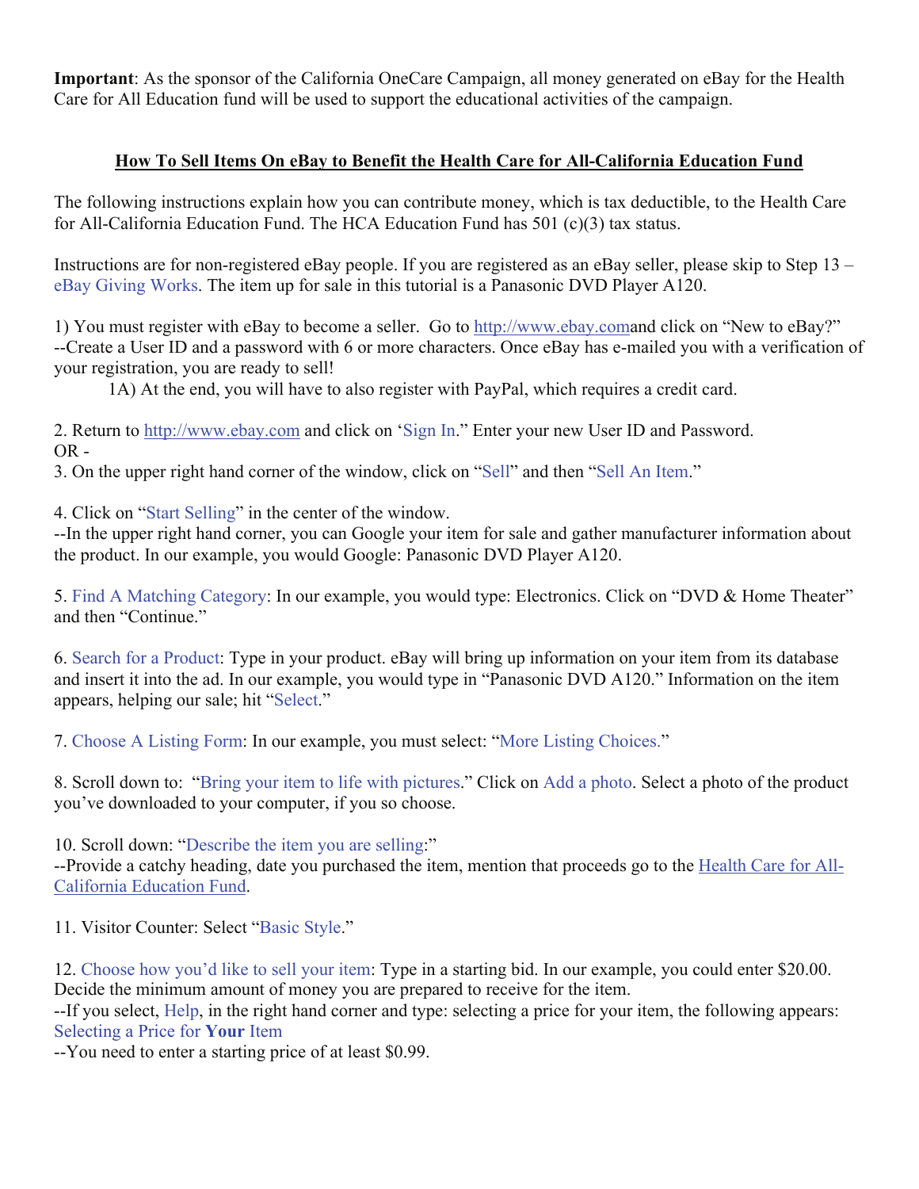**Important**: As the sponsor of the California OneCare Campaign, all money generated on eBay for the Health Care for All Education fund will be used to support the educational activities of the campaign.

## How To Sell Items On eBay to Benefit the Health Care for All-California Education Fund

The following instructions explain how you can contribute money, which is tax deductible, to the Health Care for All-California Education Fund. The HCA Education Fund has 501 (c)(3) tax status.

Instructions are for non-registered eBay people. If you are registered as an eBay seller, please skip to Step 13 – eBay Giving Works. The item up for sale in this tutorial is a Panasonic DVD Player A120.

1) You must register with eBay to become a seller. Go to http://www.ebay.comand click on "New to eBay?"
--Create a User ID and a password with 6 or more characters. Once eBay has e-mailed you with a verification of your registration, you are ready to sell!

1A) At the end, you will have to also register with PayPal, which requires a credit card.

2. Return to http://www.ebay.com and click on 'Sign In." Enter your new User ID and Password.
OR -
3. On the upper right hand corner of the window, click on "Sell" and then "Sell An Item."

4. Click on "Start Selling" in the center of the window.
--In the upper right hand corner, you can Google your item for sale and gather manufacturer information about the product. In our example, you would Google: Panasonic DVD Player A120.

5. Find A Matching Category: In our example, you would type: Electronics. Click on "DVD & Home Theater" and then "Continue."

6. Search for a Product: Type in your product. eBay will bring up information on your item from its database and insert it into the ad. In our example, you would type in "Panasonic DVD A120." Information on the item appears, helping our sale; hit "Select."

7. Choose A Listing Form: In our example, you must select: "More Listing Choices."

8. Scroll down to: "Bring your item to life with pictures." Click on Add a photo. Select a photo of the product you've downloaded to your computer, if you so choose.

10. Scroll down: "Describe the item you are selling:"
--Provide a catchy heading, date you purchased the item, mention that proceeds go to the Health Care for All-California Education Fund.

11. Visitor Counter: Select "Basic Style."

12. Choose how you'd like to sell your item: Type in a starting bid. In our example, you could enter $20.00. Decide the minimum amount of money you are prepared to receive for the item.
--If you select, Help, in the right hand corner and type: selecting a price for your item, the following appears: Selecting a Price for **Your** Item
--You need to enter a starting price of at least $0.99.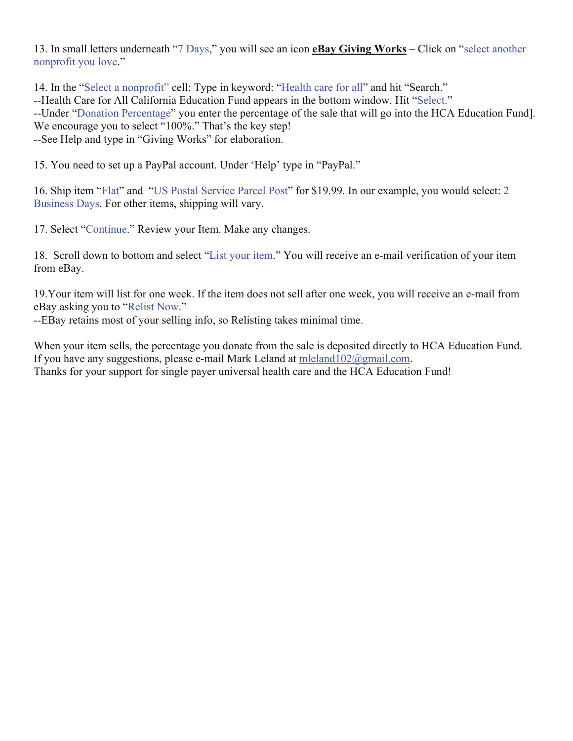13. In small letters underneath "7 Days," you will see an icon **eBay Giving Works** – Click on "select another nonprofit you love."

14. In the "Select a nonprofit" cell: Type in keyword: "Health care for all" and hit "Search."
--Health Care for All California Education Fund appears in the bottom window. Hit "Select."
--Under "Donation Percentage" you enter the percentage of the sale that will go into the HCA Education Fund]. We encourage you to select "100%." That's the key step!
--See Help and type in "Giving Works" for elaboration.

15. You need to set up a PayPal account. Under 'Help' type in "PayPal."

16. Ship item "Flat" and "US Postal Service Parcel Post" for $19.99. In our example, you would select: 2 Business Days. For other items, shipping will vary.

17. Select "Continue." Review your Item. Make any changes.

18. Scroll down to bottom and select "List your item." You will receive an e-mail verification of your item from eBay.

19.Your item will list for one week. If the item does not sell after one week, you will receive an e-mail from eBay asking you to "Relist Now."
--EBay retains most of your selling info, so Relisting takes minimal time.

When your item sells, the percentage you donate from the sale is deposited directly to HCA Education Fund.
If you have any suggestions, please e-mail Mark Leland at mleland102@gmail.com.
Thanks for your support for single payer universal health care and the HCA Education Fund!